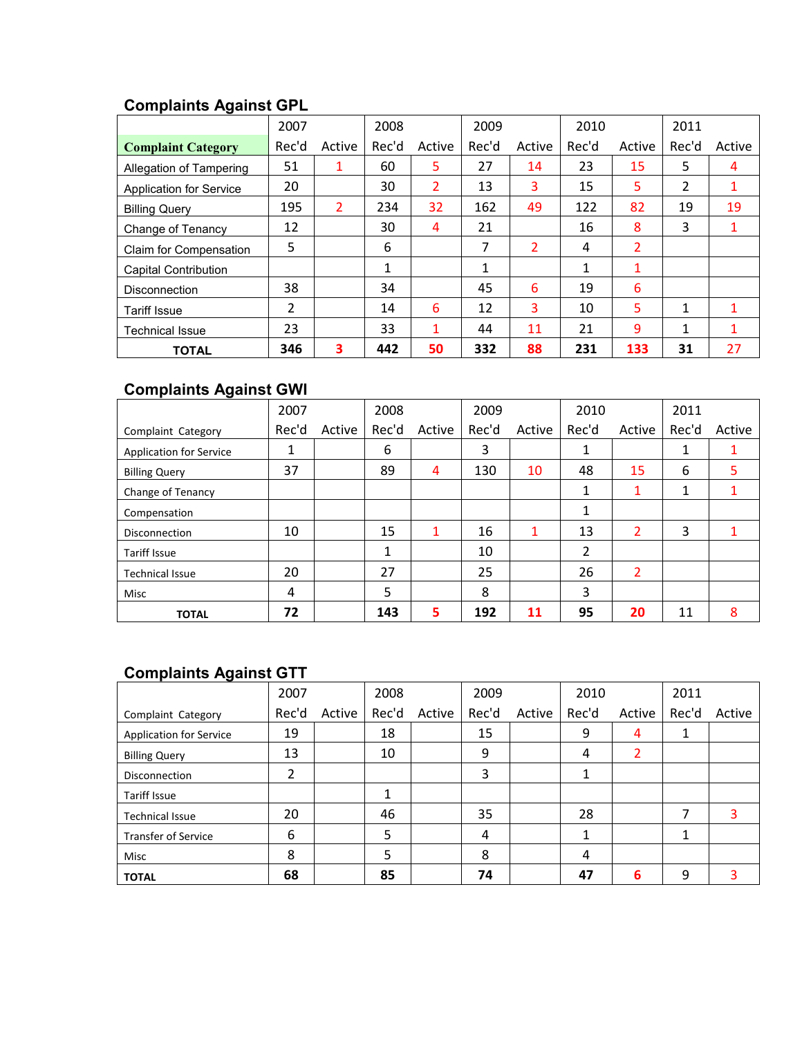## Complaints Against GPL

| Complaint Category | 2007 | | 2008 | | 2009 | | 2010 | | 2011 | |
|---|---|---|---|---|---|---|---|---|---|---|
| | Rec'd | Active | Rec'd | Active | Rec'd | Active | Rec'd | Active | Rec'd | Active |
| Allegation of Tampering | 51 | 1 | 60 | 5 | 27 | 14 | 23 | 15 | 5 | 4 |
| Application for Service | 20 | | 30 | 2 | 13 | 3 | 15 | 5 | 2 | 1 |
| Billing Query | 195 | 2 | 234 | 32 | 162 | 49 | 122 | 82 | 19 | 19 |
| Change of Tenancy | 12 | | 30 | 4 | 21 | | 16 | 8 | 3 | 1 |
| Claim for Compensation | 5 | | 6 | | 7 | 2 | 4 | 2 | | |
| Capital Contribution | | | 1 | | 1 | | 1 | 1 | | |
| Disconnection | 38 | | 34 | | 45 | 6 | 19 | 6 | | |
| Tariff Issue | 2 | | 14 | 6 | 12 | 3 | 10 | 5 | 1 | 1 |
| Technical Issue | 23 | | 33 | 1 | 44 | 11 | 21 | 9 | 1 | 1 |
| **TOTAL** | **346** | **3** | **442** | **50** | **332** | **88** | **231** | **133** | **31** | 27 |

## Complaints Against GWI

| Complaint Category | 2007 | | 2008 | | 2009 | | 2010 | | 2011 | |
|---|---|---|---|---|---|---|---|---|---|---|
| | Rec'd | Active | Rec'd | Active | Rec'd | Active | Rec'd | Active | Rec'd | Active |
| Application for Service | 1 | | 6 | | 3 | | 1 | | 1 | 1 |
| Billing Query | 37 | | 89 | 4 | 130 | 10 | 48 | 15 | 6 | 5 |
| Change of Tenancy | | | | | | | 1 | 1 | 1 | 1 |
| Compensation | | | | | | | 1 | | | |
| Disconnection | 10 | | 15 | 1 | 16 | 1 | 13 | 2 | 3 | 1 |
| Tariff Issue | | | 1 | | 10 | | 2 | | | |
| Technical Issue | 20 | | 27 | | 25 | | 26 | 2 | | |
| Misc | 4 | | 5 | | 8 | | 3 | | | |
| **TOTAL** | **72** | | **143** | **5** | **192** | **11** | **95** | **20** | 11 | 8 |

## Complaints Against GTT

| Complaint Category | 2007 | | 2008 | | 2009 | | 2010 | | 2011 | |
|---|---|---|---|---|---|---|---|---|---|---|
| | Rec'd | Active | Rec'd | Active | Rec'd | Active | Rec'd | Active | Rec'd | Active |
| Application for Service | 19 | | 18 | | 15 | | 9 | 4 | 1 | |
| Billing Query | 13 | | 10 | | 9 | | 4 | 2 | | |
| Disconnection | 2 | | | | 3 | | 1 | | | |
| Tariff Issue | | | 1 | | | | | | | |
| Technical Issue | 20 | | 46 | | 35 | | 28 | | 7 | 3 |
| Transfer of Service | 6 | | 5 | | 4 | | 1 | | 1 | |
| Misc | 8 | | 5 | | 8 | | 4 | | | |
| **TOTAL** | **68** | | **85** | | **74** | | **47** | **6** | 9 | 3 |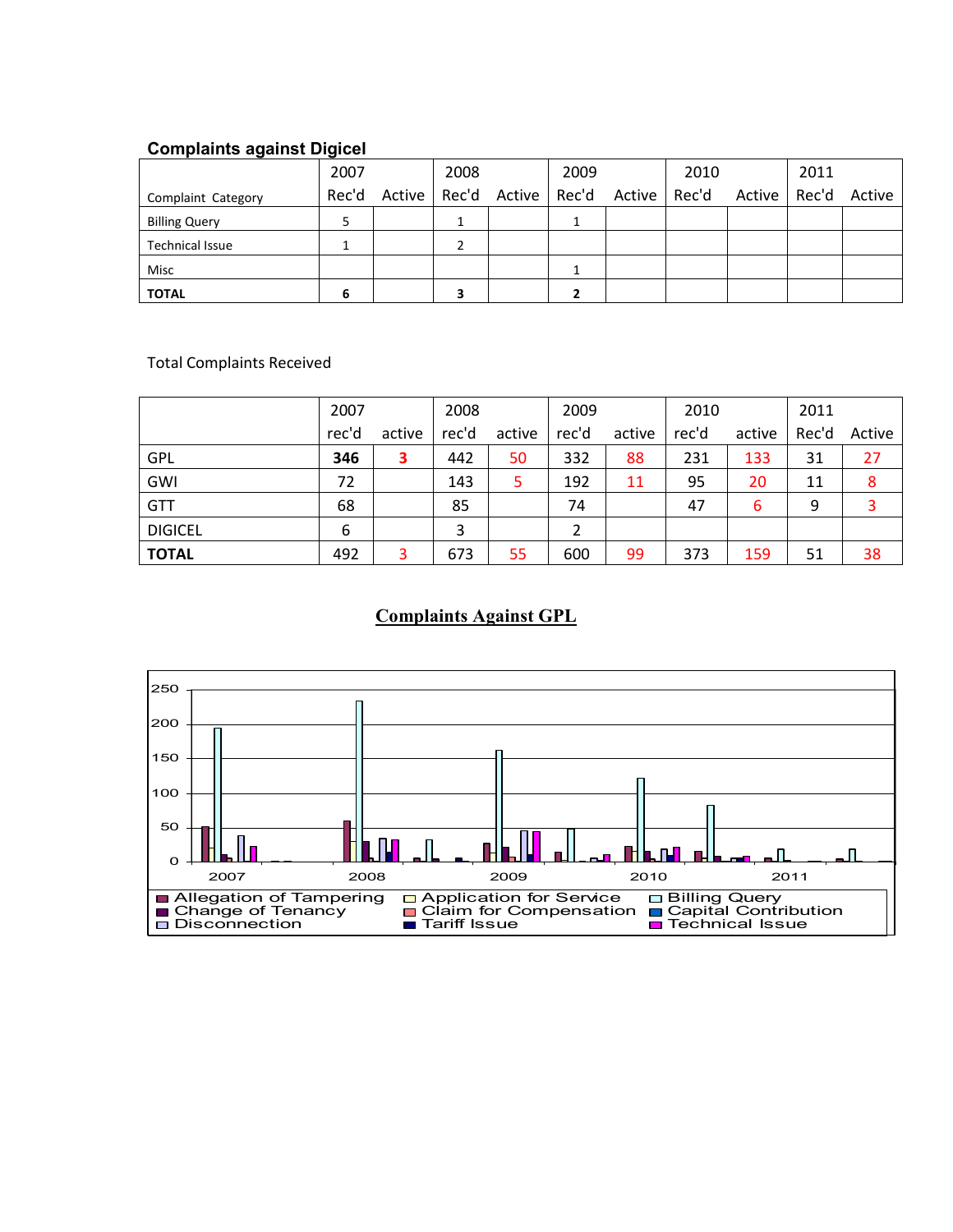### Complaints against Digicel

| Complaint Category | 2007 Rec'd | 2007 Active | 2008 Rec'd | 2008 Active | 2009 Rec'd | 2009 Active | 2010 Rec'd | 2010 Active | 2011 Rec'd | 2011 Active |
|---|---|---|---|---|---|---|---|---|---|---|
| Billing Query | 5 | | 1 | | 1 | | | | | |
| Technical Issue | 1 | | 2 | | | | | | | |
| Misc | | | | | 1 | | | | | |
| **TOTAL** | **6** | | **3** | | **2** | | | | | |

Total Complaints Received

| | 2007 rec'd | 2007 active | 2008 rec'd | 2008 active | 2009 rec'd | 2009 active | 2010 rec'd | 2010 active | 2011 Rec'd | 2011 Active |
|---|---|---|---|---|---|---|---|---|---|---|
| GPL | **346** | **3** | 442 | 50 | 332 | 88 | 231 | 133 | 31 | 27 |
| GWI | 72 | | 143 | 5 | 192 | 11 | 95 | 20 | 11 | 8 |
| GTT | 68 | | 85 | | 74 | | 47 | 6 | 9 | 3 |
| DIGICEL | 6 | | 3 | | 2 | | | | | |
| **TOTAL** | 492 | 3 | 673 | 55 | 600 | 99 | 373 | 159 | 51 | 38 |

## Complaints Against GPL

Legend: Allegation of Tampering; Application for Service; Billing Query; Change of Tenancy; Claim for Compensation; Capital Contribution; Disconnection; Tariff Issue; Technical Issue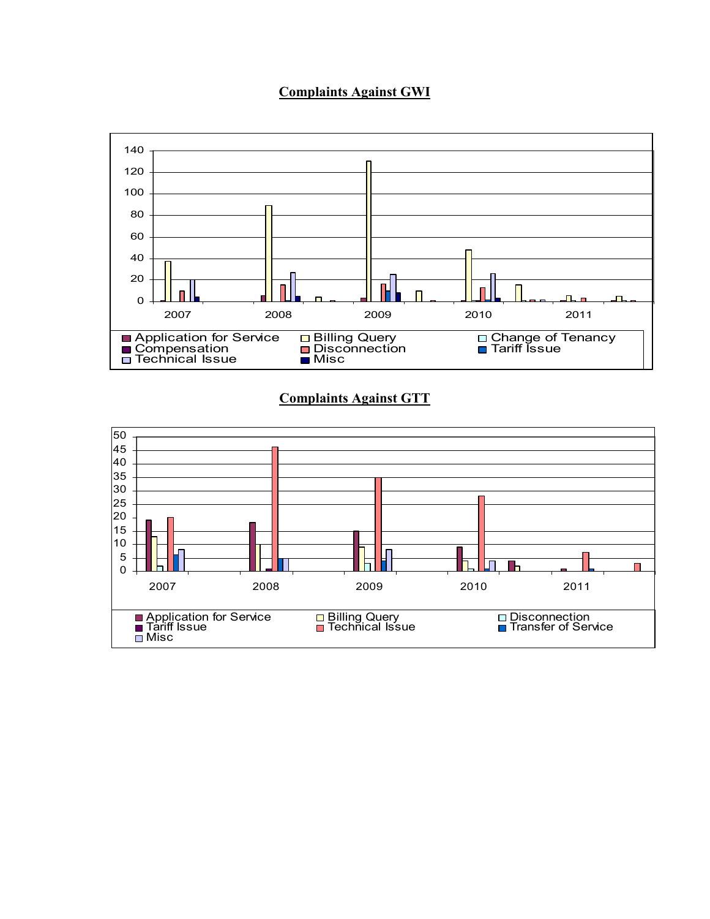## Complaints Against GWI

140
120
100
80
60
40
20
0

2007 2008 2009 2010 2011

Application for Service | Billing Query | Change of Tenancy | Compensation | Disconnection | Tariff Issue | Technical Issue | Misc

## Complaints Against GTT

50
45
40
35
30
25
20
15
10
5
0

2007 2008 2009 2010 2011

Application for Service | Billing Query | Disconnection | Tariff Issue | Technical Issue | Transfer of Service | Misc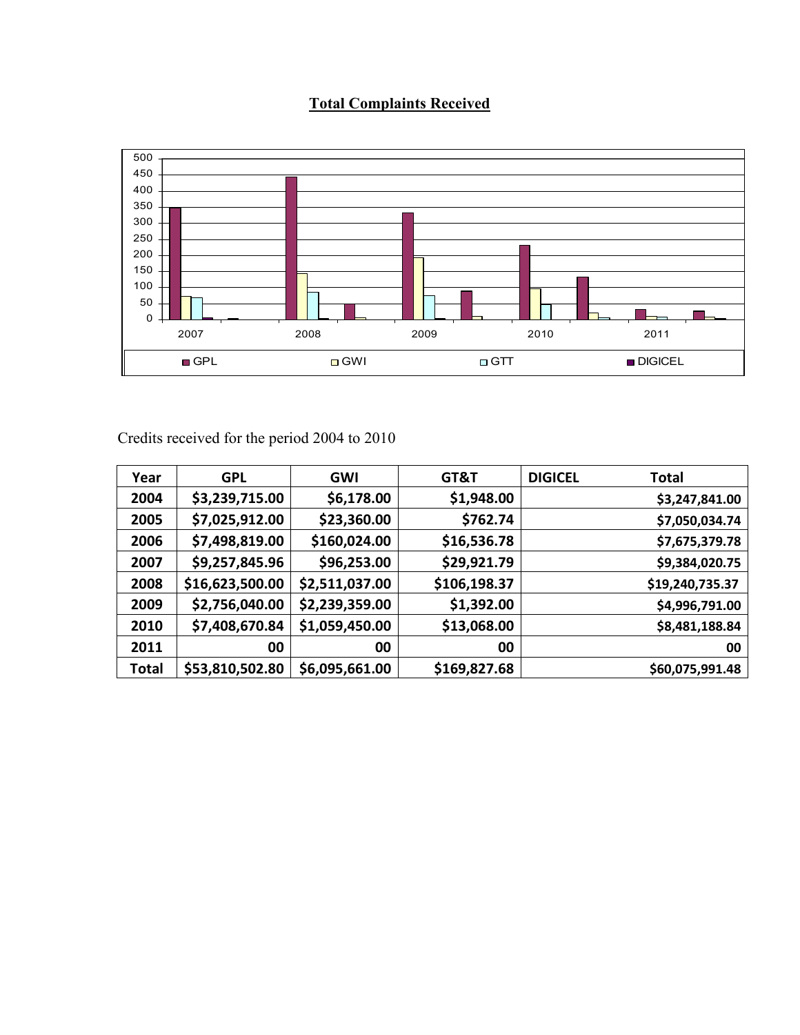## Total Complaints Received

500
450
400
350
300
250
200
150
100
50
0

2007 2008 2009 2010 2011

GPL GWI GTT DIGICEL

Credits received for the period 2004 to 2010

| Year | GPL | GWI | GT&T | DIGICEL | Total |
|---|---|---|---|---|---|
| 2004 | $3,239,715.00 | $6,178.00 | $1,948.00 | | $3,247,841.00 |
| 2005 | $7,025,912.00 | $23,360.00 | $762.74 | | $7,050,034.74 |
| 2006 | $7,498,819.00 | $160,024.00 | $16,536.78 | | $7,675,379.78 |
| 2007 | $9,257,845.96 | $96,253.00 | $29,921.79 | | $9,384,020.75 |
| 2008 | $16,623,500.00 | $2,511,037.00 | $106,198.37 | | $19,240,735.37 |
| 2009 | $2,756,040.00 | $2,239,359.00 | $1,392.00 | | $4,996,791.00 |
| 2010 | $7,408,670.84 | $1,059,450.00 | $13,068.00 | | $8,481,188.84 |
| 2011 | 00 | 00 | 00 | | 00 |
| Total | $53,810,502.80 | $6,095,661.00 | $169,827.68 | | $60,075,991.48 |